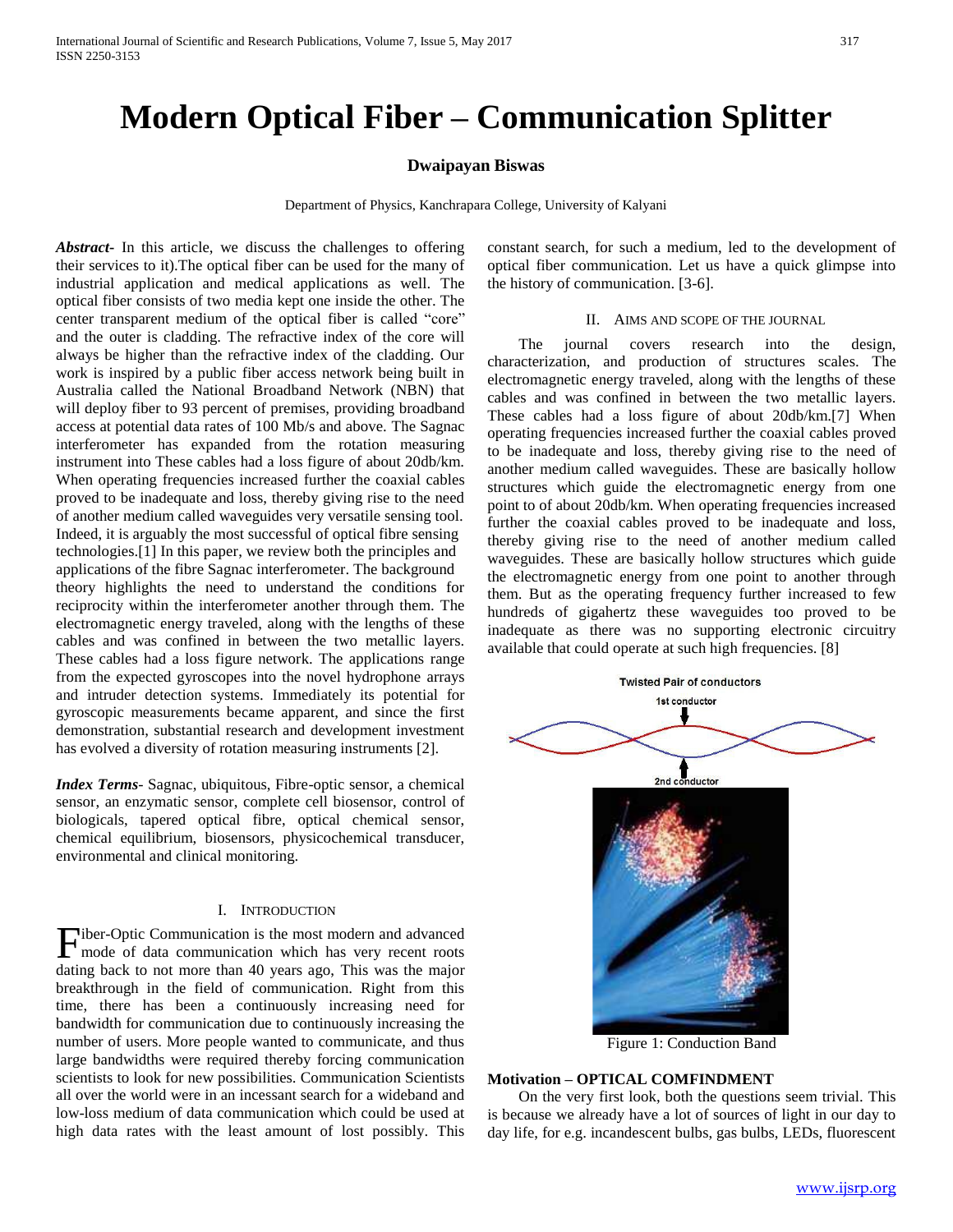# Modern Optical Fiber – Communication Splitter

**Dwaipayan Biswas**

Department of Physics, Kanchrapara College, University of Kalyani

***Abstract-*** In this article, we discuss the challenges to offering their services to it).The optical fiber can be used for the many of industrial application and medical applications as well. The optical fiber consists of two media kept one inside the other. The center transparent medium of the optical fiber is called "core" and the outer is cladding. The refractive index of the core will always be higher than the refractive index of the cladding. Our work is inspired by a public fiber access network being built in Australia called the National Broadband Network (NBN) that will deploy fiber to 93 percent of premises, providing broadband access at potential data rates of 100 Mb/s and above. The Sagnac interferometer has expanded from the rotation measuring instrument into These cables had a loss figure of about 20db/km. When operating frequencies increased further the coaxial cables proved to be inadequate and loss, thereby giving rise to the need of another medium called waveguides very versatile sensing tool. Indeed, it is arguably the most successful of optical fibre sensing technologies.[1] In this paper, we review both the principles and applications of the fibre Sagnac interferometer. The background theory highlights the need to understand the conditions for reciprocity within the interferometer another through them. The electromagnetic energy traveled, along with the lengths of these cables and was confined in between the two metallic layers. These cables had a loss figure network. The applications range from the expected gyroscopes into the novel hydrophone arrays and intruder detection systems. Immediately its potential for gyroscopic measurements became apparent, and since the first demonstration, substantial research and development investment has evolved a diversity of rotation measuring instruments [2].

***Index Terms-*** Sagnac, ubiquitous, Fibre-optic sensor, a chemical sensor, an enzymatic sensor, complete cell biosensor, control of biologicals, tapered optical fibre, optical chemical sensor, chemical equilibrium, biosensors, physicochemical transducer, environmental and clinical monitoring.

## I. Introduction

Fiber-Optic Communication is the most modern and advanced mode of data communication which has very recent roots dating back to not more than 40 years ago, This was the major breakthrough in the field of communication. Right from this time, there has been a continuously increasing need for bandwidth for communication due to continuously increasing the number of users. More people wanted to communicate, and thus large bandwidths were required thereby forcing communication scientists to look for new possibilities. Communication Scientists all over the world were in an incessant search for a wideband and low-loss medium of data communication which could be used at high data rates with the least amount of lost possibly. This constant search, for such a medium, led to the development of optical fiber communication. Let us have a quick glimpse into the history of communication. [3-6].

## II. Aims and Scope of the Journal

The journal covers research into the design, characterization, and production of structures scales. The electromagnetic energy traveled, along with the lengths of these cables and was confined in between the two metallic layers. These cables had a loss figure of about 20db/km.[7] When operating frequencies increased further the coaxial cables proved to be inadequate and loss, thereby giving rise to the need of another medium called waveguides. These are basically hollow structures which guide the electromagnetic energy from one point to of about 20db/km. When operating frequencies increased further the coaxial cables proved to be inadequate and loss, thereby giving rise to the need of another medium called waveguides. These are basically hollow structures which guide the electromagnetic energy from one point to another through them. But as the operating frequency further increased to few hundreds of gigahertz these waveguides too proved to be inadequate as there was no supporting electronic circuitry available that could operate at such high frequencies. [8]

Twisted Pair of conductors

1st conductor

2nd conductor

Figure 1: Conduction Band

### Motivation – OPTICAL COMFINDMENT

On the very first look, both the questions seem trivial. This is because we already have a lot of sources of light in our day to day life, for e.g. incandescent bulbs, gas bulbs, LEDs, fluorescent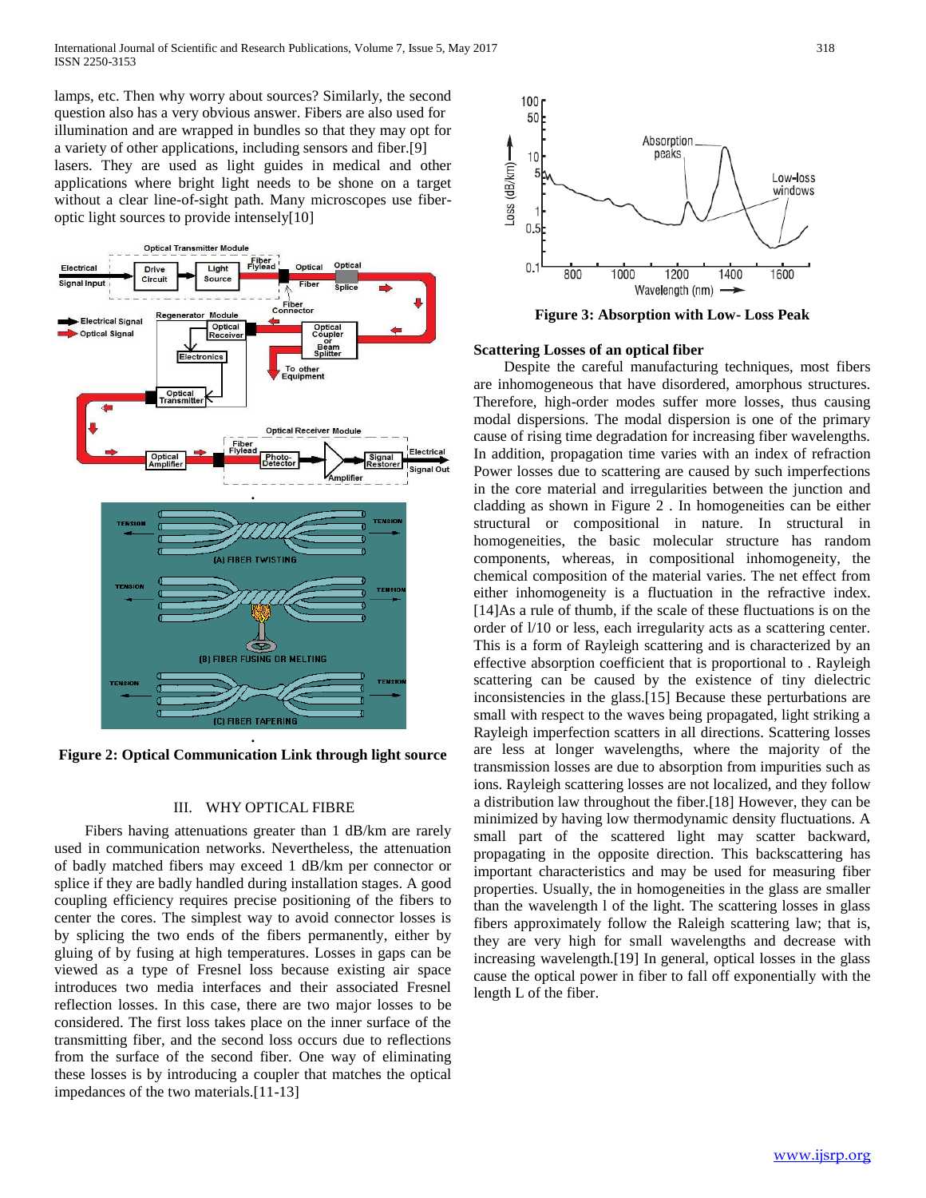lamps, etc. Then why worry about sources? Similarly, the second question also has a very obvious answer. Fibers are also used for illumination and are wrapped in bundles so that they may opt for a variety of other applications, including sensors and fiber.[9] lasers. They are used as light guides in medical and other applications where bright light needs to be shone on a target without a clear line-of-sight path. Many microscopes use fiber-optic light sources to provide intensely[10]

**Figure 2: Optical Communication Link through light source**

## III. WHY OPTICAL FIBRE

Fibers having attenuations greater than 1 dB/km are rarely used in communication networks. Nevertheless, the attenuation of badly matched fibers may exceed 1 dB/km per connector or splice if they are badly handled during installation stages. A good coupling efficiency requires precise positioning of the fibers to center the cores. The simplest way to avoid connector losses is by splicing the two ends of the fibers permanently, either by gluing of by fusing at high temperatures. Losses in gaps can be viewed as a type of Fresnel loss because existing air space introduces two media interfaces and their associated Fresnel reflection losses. In this case, there are two major losses to be considered. The first loss takes place on the inner surface of the transmitting fiber, and the second loss occurs due to reflections from the surface of the second fiber. One way of eliminating these losses is by introducing a coupler that matches the optical impedances of the two materials.[11-13]

**Figure 3: Absorption with Low- Loss Peak**

### Scattering Losses of an optical fiber

Despite the careful manufacturing techniques, most fibers are inhomogeneous that have disordered, amorphous structures. Therefore, high-order modes suffer more losses, thus causing modal dispersions. The modal dispersion is one of the primary cause of rising time degradation for increasing fiber wavelengths. In addition, propagation time varies with an index of refraction Power losses due to scattering are caused by such imperfections in the core material and irregularities between the junction and cladding as shown in Figure 2 . In homogeneities can be either structural or compositional in nature. In structural in homogeneities, the basic molecular structure has random components, whereas, in compositional inhomogeneity, the chemical composition of the material varies. The net effect from either inhomogeneity is a fluctuation in the refractive index.[14]As a rule of thumb, if the scale of these fluctuations is on the order of l/10 or less, each irregularity acts as a scattering center. This is a form of Rayleigh scattering and is characterized by an effective absorption coefficient that is proportional to . Rayleigh scattering can be caused by the existence of tiny dielectric inconsistencies in the glass.[15] Because these perturbations are small with respect to the waves being propagated, light striking a Rayleigh imperfection scatters in all directions. Scattering losses are less at longer wavelengths, where the majority of the transmission losses are due to absorption from impurities such as ions. Rayleigh scattering losses are not localized, and they follow a distribution law throughout the fiber.[18] However, they can be minimized by having low thermodynamic density fluctuations. A small part of the scattered light may scatter backward, propagating in the opposite direction. This backscattering has important characteristics and may be used for measuring fiber properties. Usually, the in homogeneities in the glass are smaller than the wavelength l of the light. The scattering losses in glass fibers approximately follow the Raleigh scattering law; that is, they are very high for small wavelengths and decrease with increasing wavelength.[19] In general, optical losses in the glass cause the optical power in fiber to fall off exponentially with the length L of the fiber.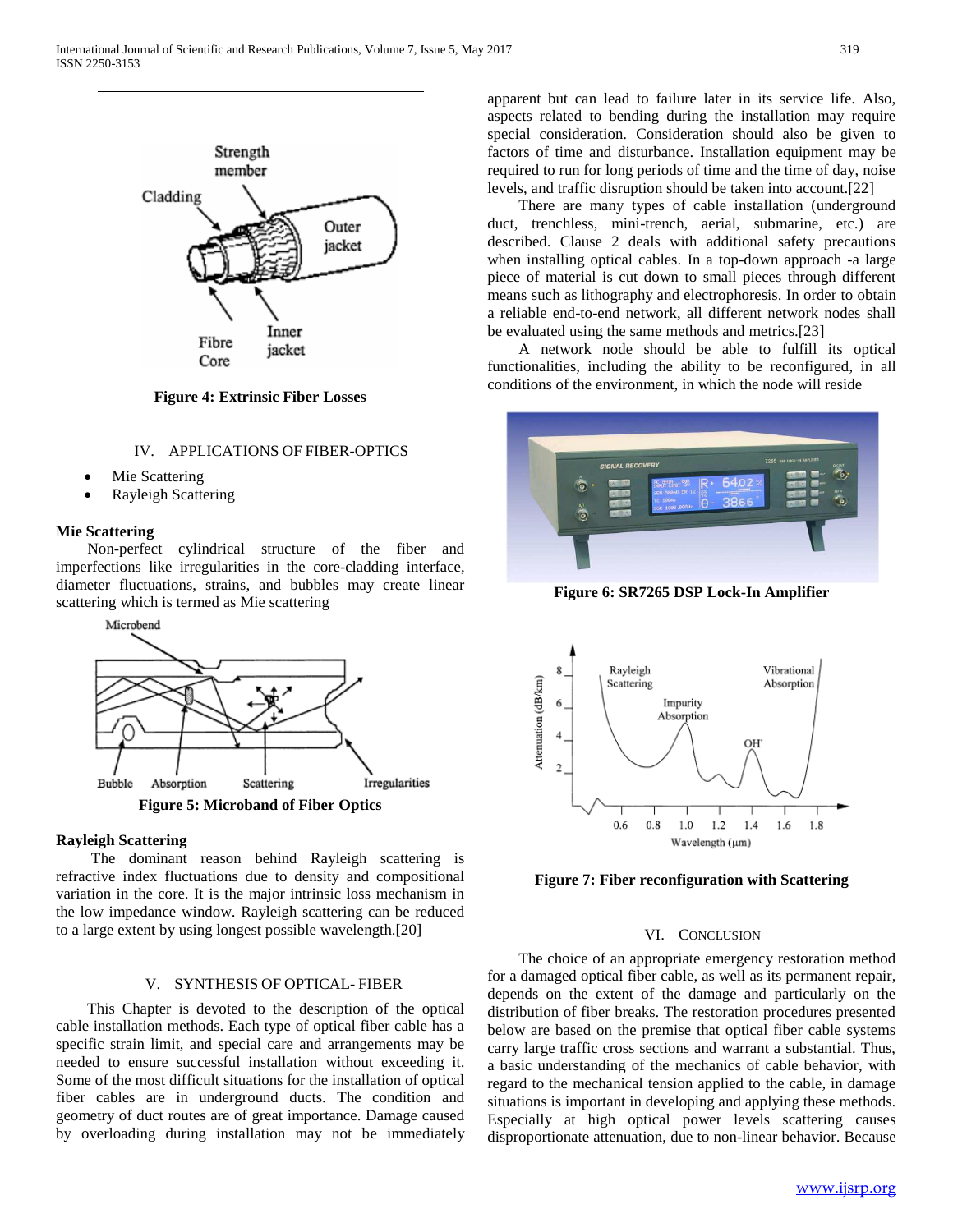Figure 4: Extrinsic Fiber Losses

## IV. APPLICATIONS OF FIBER-OPTICS

- Mie Scattering
- Rayleigh Scattering

### Mie Scattering

Non-perfect cylindrical structure of the fiber and imperfections like irregularities in the core-cladding interface, diameter fluctuations, strains, and bubbles may create linear scattering which is termed as Mie scattering

Figure 5: Microband of Fiber Optics

### Rayleigh Scattering

The dominant reason behind Rayleigh scattering is refractive index fluctuations due to density and compositional variation in the core. It is the major intrinsic loss mechanism in the low impedance window. Rayleigh scattering can be reduced to a large extent by using longest possible wavelength.[20]

## V. SYNTHESIS OF OPTICAL- FIBER

This Chapter is devoted to the description of the optical cable installation methods. Each type of optical fiber cable has a specific strain limit, and special care and arrangements may be needed to ensure successful installation without exceeding it. Some of the most difficult situations for the installation of optical fiber cables are in underground ducts. The condition and geometry of duct routes are of great importance. Damage caused by overloading during installation may not be immediately apparent but can lead to failure later in its service life. Also, aspects related to bending during the installation may require special consideration. Consideration should also be given to factors of time and disturbance. Installation equipment may be required to run for long periods of time and the time of day, noise levels, and traffic disruption should be taken into account.[22]

There are many types of cable installation (underground duct, trenchless, mini-trench, aerial, submarine, etc.) are described. Clause 2 deals with additional safety precautions when installing optical cables. In a top-down approach -a large piece of material is cut down to small pieces through different means such as lithography and electrophoresis. In order to obtain a reliable end-to-end network, all different network nodes shall be evaluated using the same methods and metrics.[23]

A network node should be able to fulfill its optical functionalities, including the ability to be reconfigured, in all conditions of the environment, in which the node will reside

Figure 6: SR7265 DSP Lock-In Amplifier

Figure 7: Fiber reconfiguration with Scattering

## VI. CONCLUSION

The choice of an appropriate emergency restoration method for a damaged optical fiber cable, as well as its permanent repair, depends on the extent of the damage and particularly on the distribution of fiber breaks. The restoration procedures presented below are based on the premise that optical fiber cable systems carry large traffic cross sections and warrant a substantial. Thus, a basic understanding of the mechanics of cable behavior, with regard to the mechanical tension applied to the cable, in damage situations is important in developing and applying these methods. Especially at high optical power levels scattering causes disproportionate attenuation, due to non-linear behavior. Because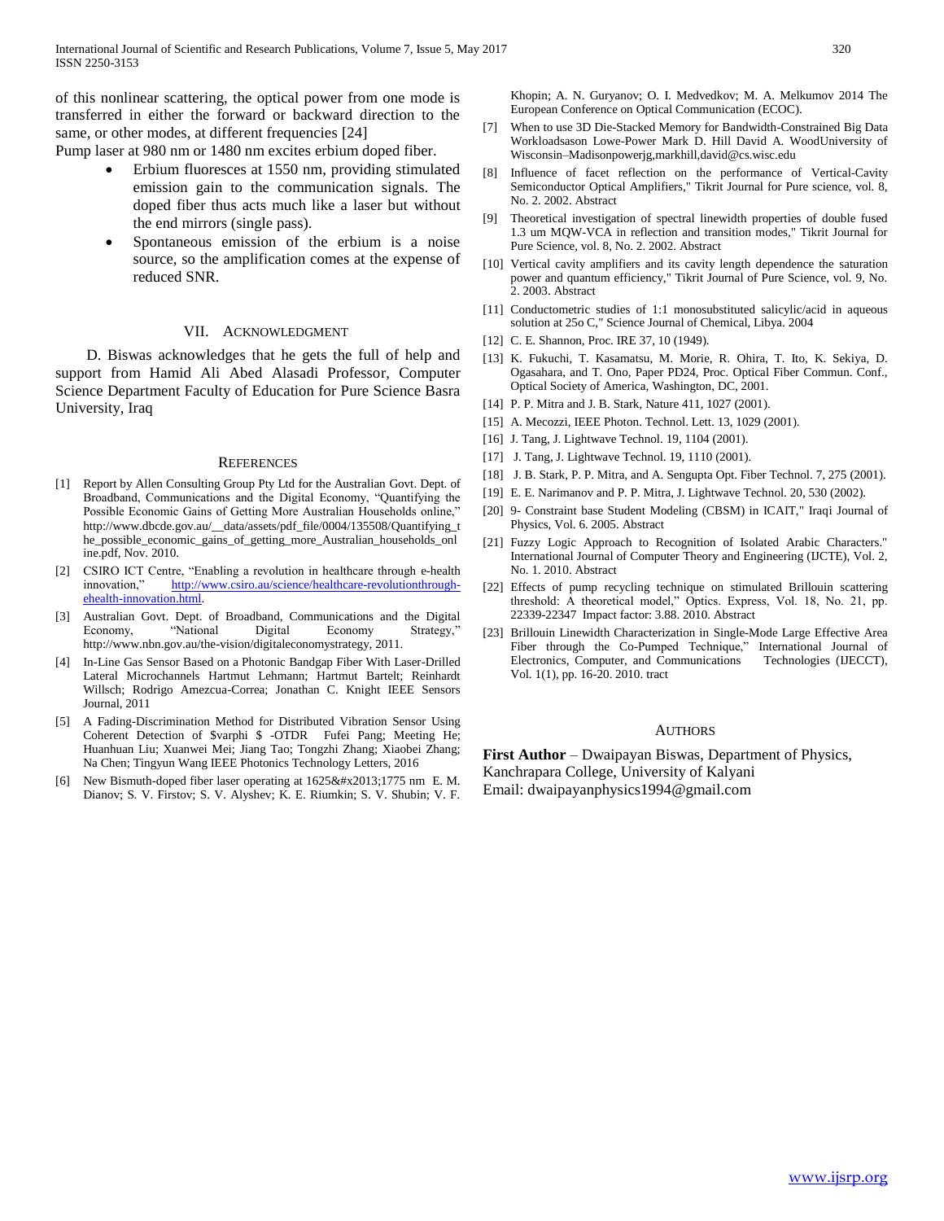of this nonlinear scattering, the optical power from one mode is transferred in either the forward or backward direction to the same, or other modes, at different frequencies [24]

Pump laser at 980 nm or 1480 nm excites erbium doped fiber.

- Erbium fluoresces at 1550 nm, providing stimulated emission gain to the communication signals. The doped fiber thus acts much like a laser but without the end mirrors (single pass).
- Spontaneous emission of the erbium is a noise source, so the amplification comes at the expense of reduced SNR.

## VII. Acknowledgment

D. Biswas acknowledges that he gets the full of help and support from Hamid Ali Abed Alasadi Professor, Computer Science Department Faculty of Education for Pure Science Basra University, Iraq

## References

[1] Report by Allen Consulting Group Pty Ltd for the Australian Govt. Dept. of Broadband, Communications and the Digital Economy, "Quantifying the Possible Economic Gains of Getting More Australian Households online," http://www.dbcde.gov.au/__data/assets/pdf_file/0004/135508/Quantifying_the_possible_economic_gains_of_getting_more_Australian_households_online.pdf, Nov. 2010.

[2] CSIRO ICT Centre, "Enabling a revolution in healthcare through e-health innovation," http://www.csiro.au/science/healthcare-revolutionthrough-ehealth-innovation.html.

[3] Australian Govt. Dept. of Broadband, Communications and the Digital Economy, "National Digital Economy Strategy," http://www.nbn.gov.au/the-vision/digitaleconomystrategy, 2011.

[4] In-Line Gas Sensor Based on a Photonic Bandgap Fiber With Laser-Drilled Lateral Microchannels Hartmut Lehmann; Hartmut Bartelt; Reinhardt Willsch; Rodrigo Amezcua-Correa; Jonathan C. Knight IEEE Sensors Journal, 2011

[5] A Fading-Discrimination Method for Distributed Vibration Sensor Using Coherent Detection of $varphi $ -OTDR Fufei Pang; Meeting He; Huanhuan Liu; Xuanwei Mei; Jiang Tao; Tongzhi Zhang; Xiaobei Zhang; Na Chen; Tingyun Wang IEEE Photonics Technology Letters, 2016

[6] New Bismuth-doped fiber laser operating at 1625&#x2013;1775 nm E. M. Dianov; S. V. Firstov; S. V. Alyshev; K. E. Riumkin; S. V. Shubin; V. F. Khopin; A. N. Guryanov; O. I. Medvedkov; M. A. Melkumov 2014 The European Conference on Optical Communication (ECOC).

[7] When to use 3D Die-Stacked Memory for Bandwidth-Constrained Big Data Workloadsason Lowe-Power Mark D. Hill David A. WoodUniversity of Wisconsin–Madisonpowerjg,markhill,david@cs.wisc.edu

[8] Influence of facet reflection on the performance of Vertical-Cavity Semiconductor Optical Amplifiers," Tikrit Journal for Pure science, vol. 8, No. 2. 2002. Abstract

[9] Theoretical investigation of spectral linewidth properties of double fused 1.3 um MQW-VCA in reflection and transition modes," Tikrit Journal for Pure Science, vol. 8, No. 2. 2002. Abstract

[10] Vertical cavity amplifiers and its cavity length dependence the saturation power and quantum efficiency," Tikrit Journal of Pure Science, vol. 9, No. 2. 2003. Abstract

[11] Conductometric studies of 1:1 monosubstituted salicylic/acid in aqueous solution at 25o C," Science Journal of Chemical, Libya. 2004

[12] C. E. Shannon, Proc. IRE 37, 10 (1949).

[13] K. Fukuchi, T. Kasamatsu, M. Morie, R. Ohira, T. Ito, K. Sekiya, D. Ogasahara, and T. Ono, Paper PD24, Proc. Optical Fiber Commun. Conf., Optical Society of America, Washington, DC, 2001.

[14] P. P. Mitra and J. B. Stark, Nature 411, 1027 (2001).

[15] A. Mecozzi, IEEE Photon. Technol. Lett. 13, 1029 (2001).

[16] J. Tang, J. Lightwave Technol. 19, 1104 (2001).

[17] J. Tang, J. Lightwave Technol. 19, 1110 (2001).

[18] J. B. Stark, P. P. Mitra, and A. Sengupta Opt. Fiber Technol. 7, 275 (2001).

[19] E. E. Narimanov and P. P. Mitra, J. Lightwave Technol. 20, 530 (2002).

[20] 9- Constraint base Student Modeling (CBSM) in ICAIT," Iraqi Journal of Physics, Vol. 6. 2005. Abstract

[21] Fuzzy Logic Approach to Recognition of Isolated Arabic Characters." International Journal of Computer Theory and Engineering (IJCTE), Vol. 2, No. 1. 2010. Abstract

[22] Effects of pump recycling technique on stimulated Brillouin scattering threshold: A theoretical model," Optics. Express, Vol. 18, No. 21, pp. 22339-22347 Impact factor: 3.88. 2010. Abstract

[23] Brillouin Linewidth Characterization in Single-Mode Large Effective Area Fiber through the Co-Pumped Technique," International Journal of Electronics, Computer, and Communications Technologies (IJECCT), Vol. 1(1), pp. 16-20. 2010. tract

## Authors

**First Author** – Dwaipayan Biswas, Department of Physics, Kanchrapara College, University of Kalyani
Email: dwaipayanphysics1994@gmail.com